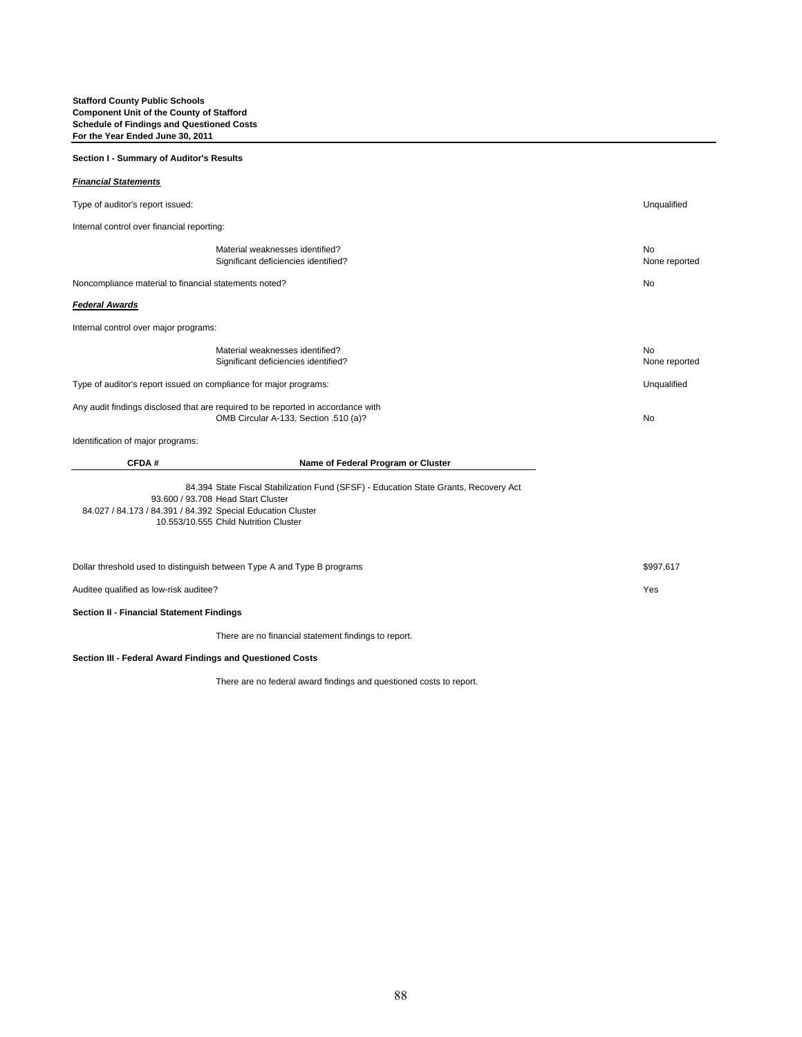**Stafford County Public Schools**
**Component Unit of the County of Stafford**
**Schedule of Findings and Questioned Costs**
**For the Year Ended June 30, 2011**

**Section I - Summary of Auditor's Results**

***Financial Statements***

Type of auditor's report issued: Unqualified

Internal control over financial reporting:

| | |
|---|---|
| Material weaknesses identified? | No |
| Significant deficiencies identified? | None reported |

Noncompliance material to financial statements noted? No

***Federal Awards***

Internal control over major programs:

| | |
|---|---|
| Material weaknesses identified? | No |
| Significant deficiencies identified? | None reported |

Type of auditor's report issued on compliance for major programs: Unqualified

Any audit findings disclosed that are required to be reported in accordance with OMB Circular A-133, Section .510 (a)? No

Identification of major programs:

| CFDA # | Name of Federal Program or Cluster |
|---|---|
| 84.394 | State Fiscal Stabilization Fund (SFSF) - Education State Grants, Recovery Act |
| 93.600 / 93.708 | Head Start Cluster |
| 84.027 / 84.173 / 84.391 / 84.392 | Special Education Cluster |
| 10.553/10.555 | Child Nutrition Cluster |

Dollar threshold used to distinguish between Type A and Type B programs: $997,617

Auditee qualified as low-risk auditee? Yes

**Section II - Financial Statement Findings**

There are no financial statement findings to report.

**Section III - Federal Award Findings and Questioned Costs**

There are no federal award findings and questioned costs to report.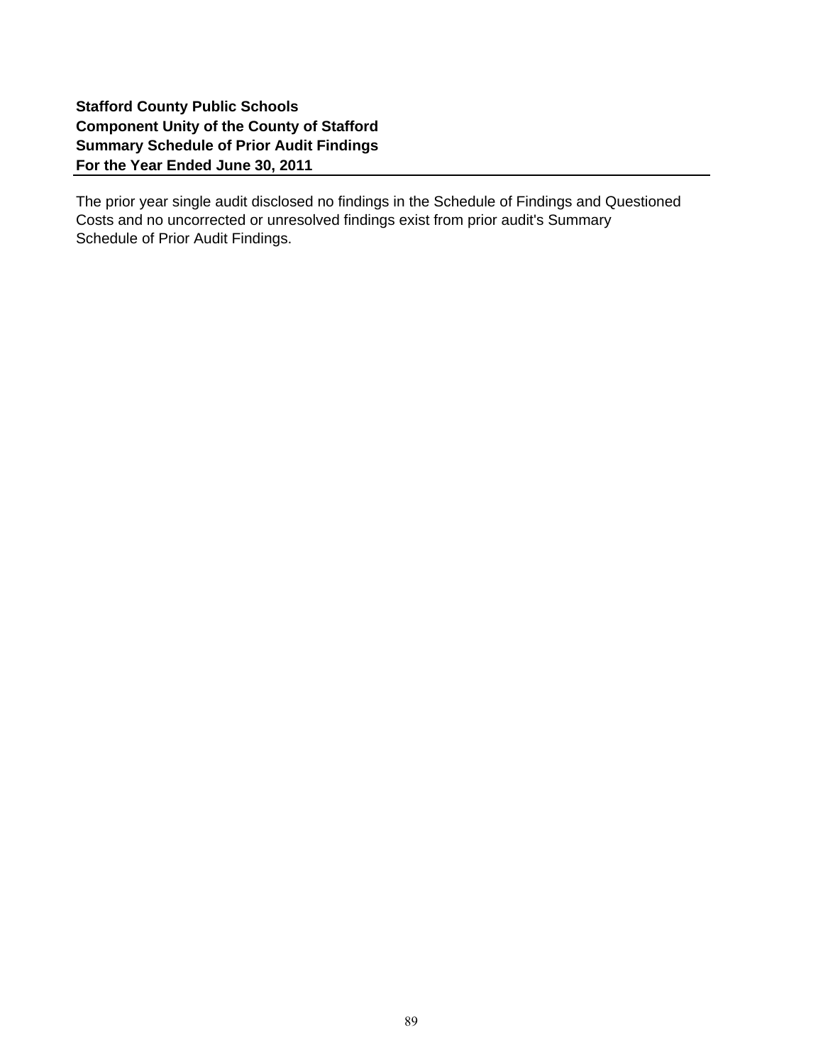**Stafford County Public Schools**
**Component Unity of the County of Stafford**
**Summary Schedule of Prior Audit Findings**
**For the Year Ended June 30, 2011**

The prior year single audit disclosed no findings in the Schedule of Findings and Questioned Costs and no uncorrected or unresolved findings exist from prior audit's Summary Schedule of Prior Audit Findings.